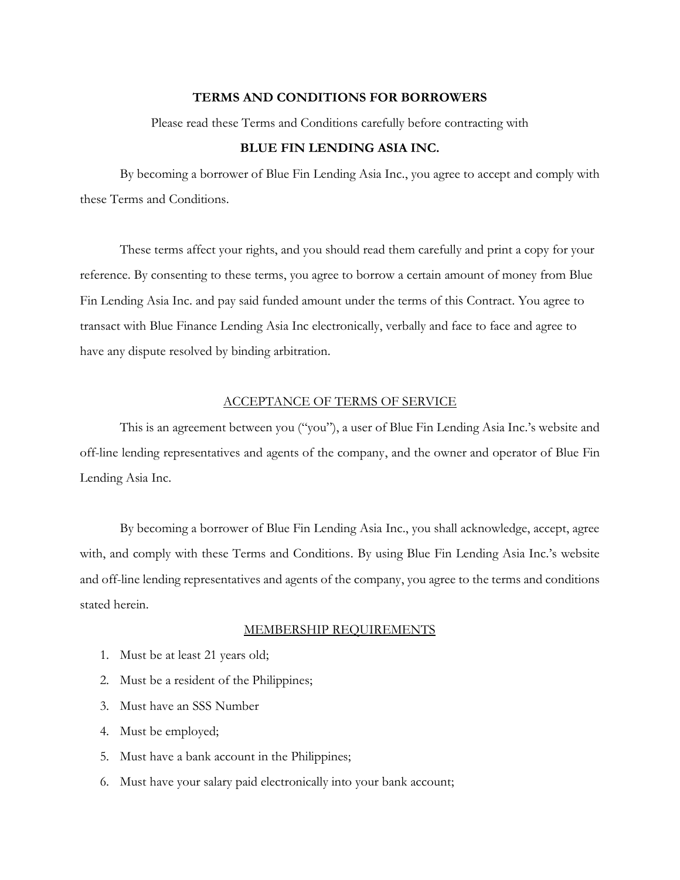# TERMS AND CONDITIONS FOR BORROWERS

Please read these Terms and Conditions carefully before contracting with

**BLUE FIN LENDING ASIA INC.**

By becoming a borrower of Blue Fin Lending Asia Inc., you agree to accept and comply with these Terms and Conditions.

These terms affect your rights, and you should read them carefully and print a copy for your reference. By consenting to these terms, you agree to borrow a certain amount of money from Blue Fin Lending Asia Inc. and pay said funded amount under the terms of this Contract. You agree to transact with Blue Finance Lending Asia Inc electronically, verbally and face to face and agree to have any dispute resolved by binding arbitration.

## ACCEPTANCE OF TERMS OF SERVICE

This is an agreement between you ("you"), a user of Blue Fin Lending Asia Inc.'s website and off-line lending representatives and agents of the company, and the owner and operator of Blue Fin Lending Asia Inc.

By becoming a borrower of Blue Fin Lending Asia Inc., you shall acknowledge, accept, agree with, and comply with these Terms and Conditions. By using Blue Fin Lending Asia Inc.'s website and off-line lending representatives and agents of the company, you agree to the terms and conditions stated herein.

## MEMBERSHIP REQUIREMENTS

1. Must be at least 21 years old;
2. Must be a resident of the Philippines;
3. Must have an SSS Number
4. Must be employed;
5. Must have a bank account in the Philippines;
6. Must have your salary paid electronically into your bank account;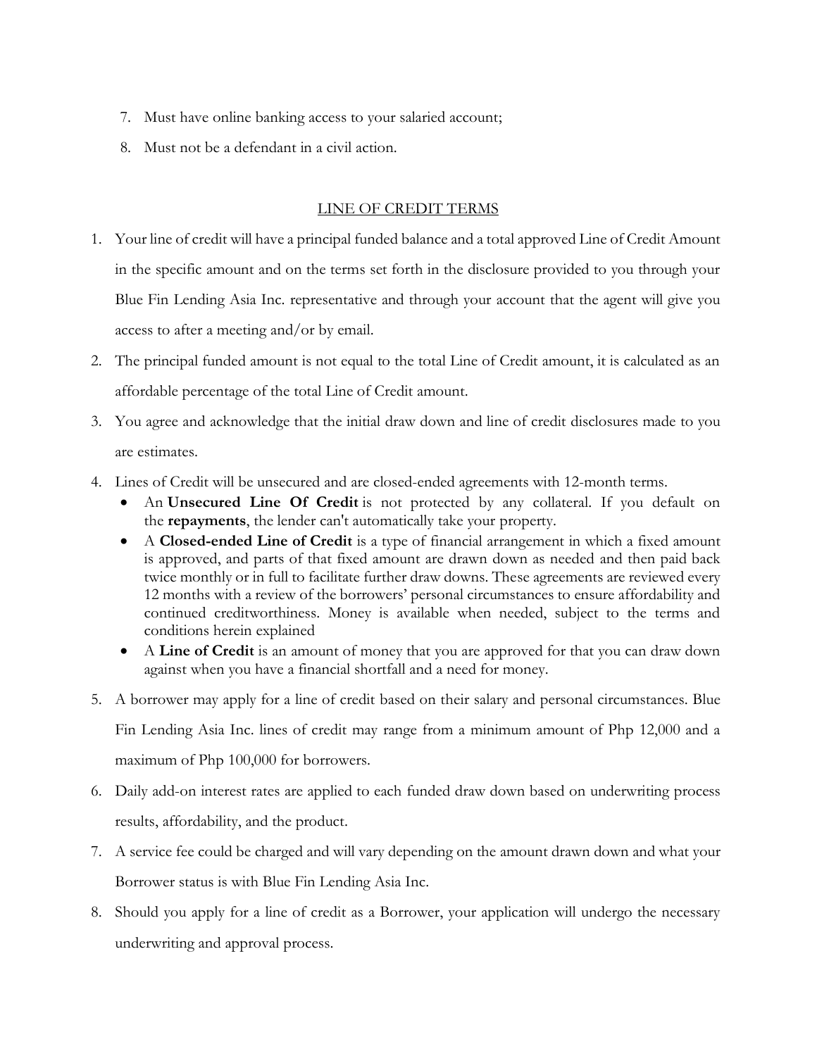7. Must have online banking access to your salaried account;
8. Must not be a defendant in a civil action.

## LINE OF CREDIT TERMS

1. Your line of credit will have a principal funded balance and a total approved Line of Credit Amount in the specific amount and on the terms set forth in the disclosure provided to you through your Blue Fin Lending Asia Inc. representative and through your account that the agent will give you access to after a meeting and/or by email.
2. The principal funded amount is not equal to the total Line of Credit amount, it is calculated as an affordable percentage of the total Line of Credit amount.
3. You agree and acknowledge that the initial draw down and line of credit disclosures made to you are estimates.
4. Lines of Credit will be unsecured and are closed-ended agreements with 12-month terms.
   - An **Unsecured Line Of Credit** is not protected by any collateral. If you default on the **repayments**, the lender can't automatically take your property.
   - A **Closed-ended Line of Credit** is a type of financial arrangement in which a fixed amount is approved, and parts of that fixed amount are drawn down as needed and then paid back twice monthly or in full to facilitate further draw downs. These agreements are reviewed every 12 months with a review of the borrowers' personal circumstances to ensure affordability and continued creditworthiness. Money is available when needed, subject to the terms and conditions herein explained
   - A **Line of Credit** is an amount of money that you are approved for that you can draw down against when you have a financial shortfall and a need for money.
5. A borrower may apply for a line of credit based on their salary and personal circumstances. Blue Fin Lending Asia Inc. lines of credit may range from a minimum amount of Php 12,000 and a maximum of Php 100,000 for borrowers.
6. Daily add-on interest rates are applied to each funded draw down based on underwriting process results, affordability, and the product.
7. A service fee could be charged and will vary depending on the amount drawn down and what your Borrower status is with Blue Fin Lending Asia Inc.
8. Should you apply for a line of credit as a Borrower, your application will undergo the necessary underwriting and approval process.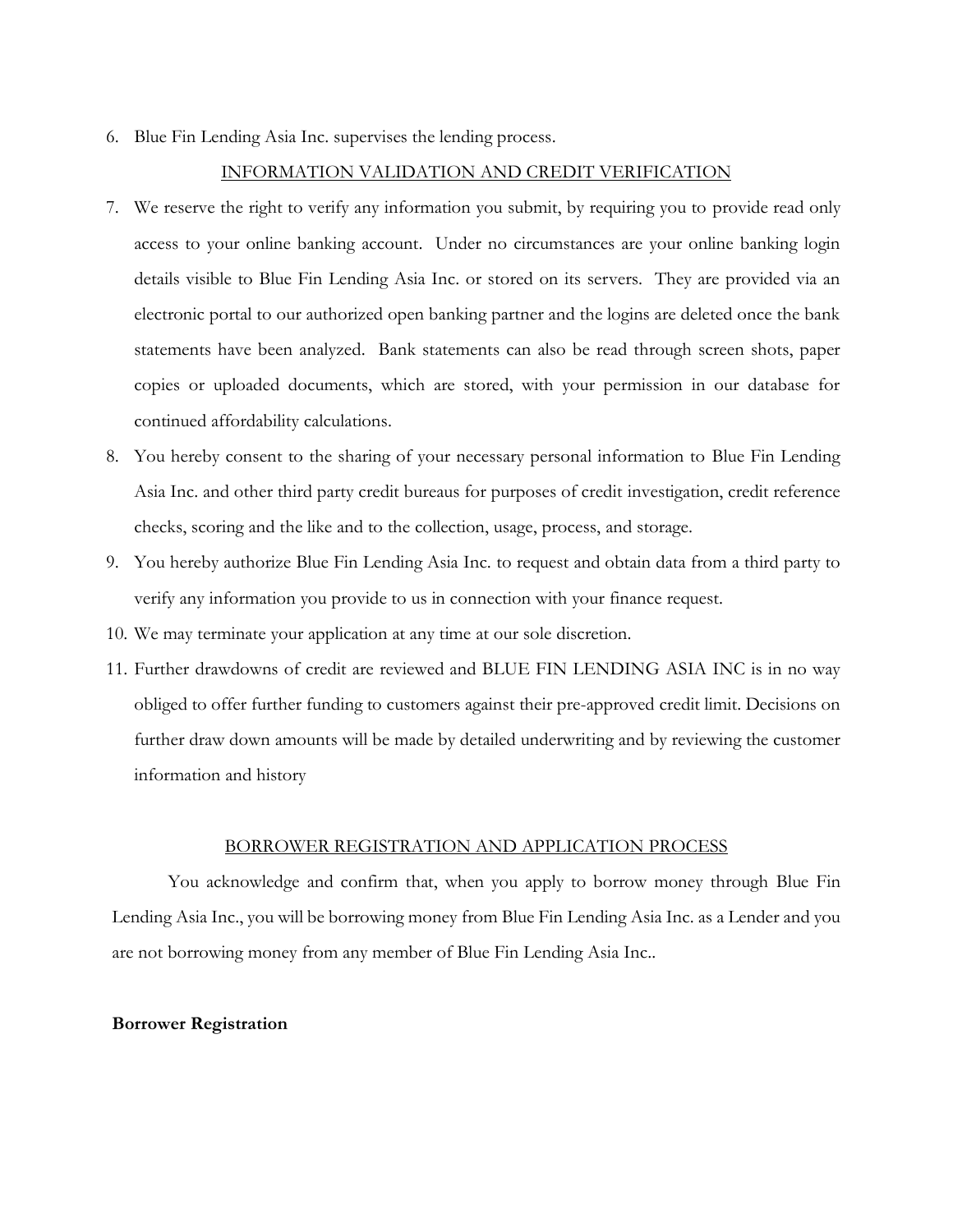6. Blue Fin Lending Asia Inc. supervises the lending process.

## INFORMATION VALIDATION AND CREDIT VERIFICATION

7. We reserve the right to verify any information you submit, by requiring you to provide read only access to your online banking account. Under no circumstances are your online banking login details visible to Blue Fin Lending Asia Inc. or stored on its servers. They are provided via an electronic portal to our authorized open banking partner and the logins are deleted once the bank statements have been analyzed. Bank statements can also be read through screen shots, paper copies or uploaded documents, which are stored, with your permission in our database for continued affordability calculations.
8. You hereby consent to the sharing of your necessary personal information to Blue Fin Lending Asia Inc. and other third party credit bureaus for purposes of credit investigation, credit reference checks, scoring and the like and to the collection, usage, process, and storage.
9. You hereby authorize Blue Fin Lending Asia Inc. to request and obtain data from a third party to verify any information you provide to us in connection with your finance request.
10. We may terminate your application at any time at our sole discretion.
11. Further drawdowns of credit are reviewed and BLUE FIN LENDING ASIA INC is in no way obliged to offer further funding to customers against their pre-approved credit limit. Decisions on further draw down amounts will be made by detailed underwriting and by reviewing the customer information and history

## BORROWER REGISTRATION AND APPLICATION PROCESS

You acknowledge and confirm that, when you apply to borrow money through Blue Fin Lending Asia Inc., you will be borrowing money from Blue Fin Lending Asia Inc. as a Lender and you are not borrowing money from any member of Blue Fin Lending Asia Inc..

**Borrower Registration**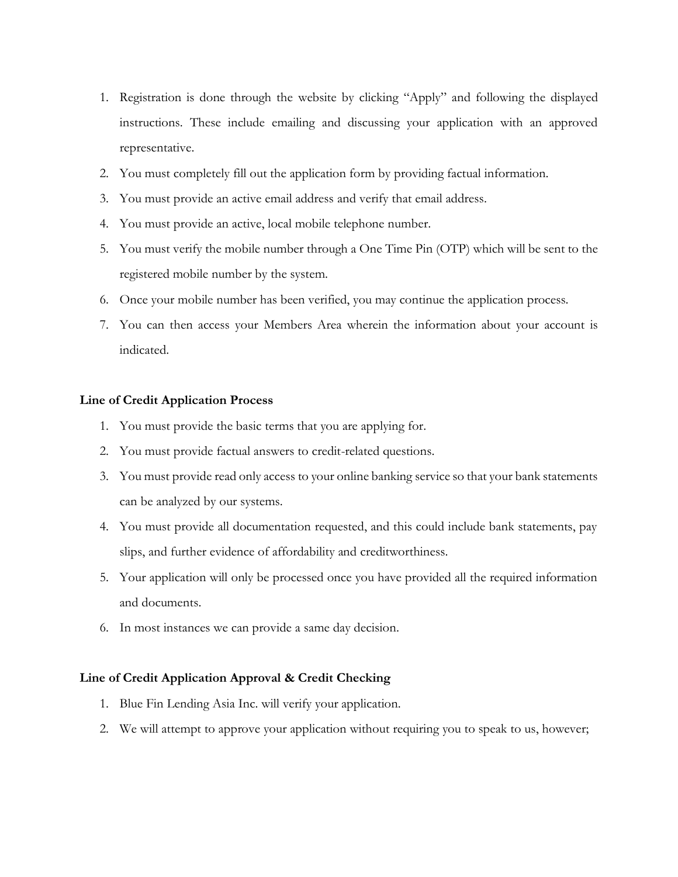1. Registration is done through the website by clicking "Apply" and following the displayed instructions. These include emailing and discussing your application with an approved representative.
2. You must completely fill out the application form by providing factual information.
3. You must provide an active email address and verify that email address.
4. You must provide an active, local mobile telephone number.
5. You must verify the mobile number through a One Time Pin (OTP) which will be sent to the registered mobile number by the system.
6. Once your mobile number has been verified, you may continue the application process.
7. You can then access your Members Area wherein the information about your account is indicated.

**Line of Credit Application Process**

1. You must provide the basic terms that you are applying for.
2. You must provide factual answers to credit-related questions.
3. You must provide read only access to your online banking service so that your bank statements can be analyzed by our systems.
4. You must provide all documentation requested, and this could include bank statements, pay slips, and further evidence of affordability and creditworthiness.
5. Your application will only be processed once you have provided all the required information and documents.
6. In most instances we can provide a same day decision.

**Line of Credit Application Approval & Credit Checking**

1. Blue Fin Lending Asia Inc. will verify your application.
2. We will attempt to approve your application without requiring you to speak to us, however;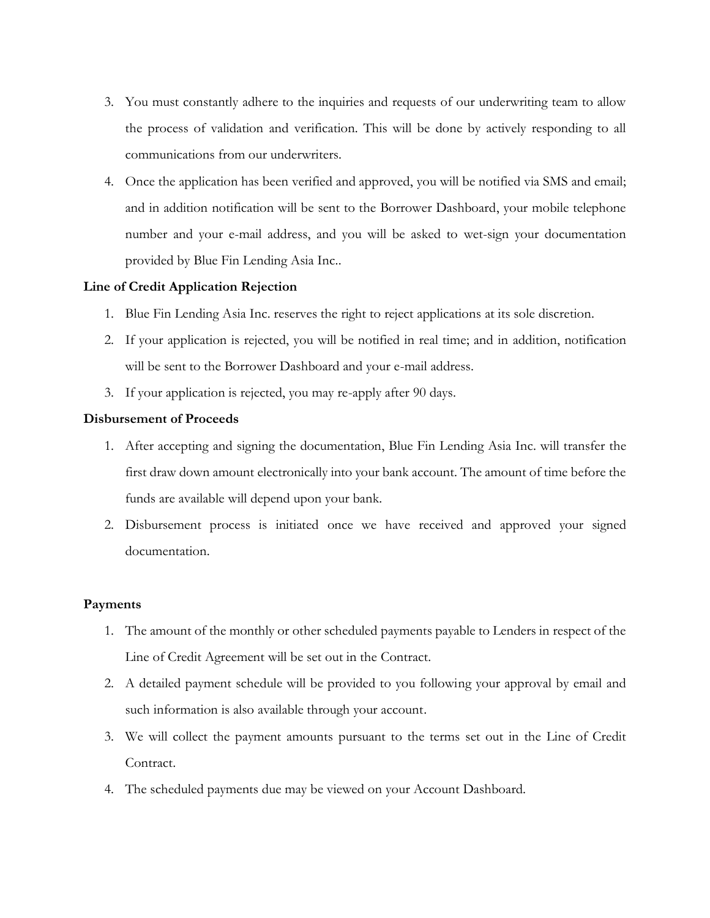3. You must constantly adhere to the inquiries and requests of our underwriting team to allow the process of validation and verification. This will be done by actively responding to all communications from our underwriters.
4. Once the application has been verified and approved, you will be notified via SMS and email; and in addition notification will be sent to the Borrower Dashboard, your mobile telephone number and your e-mail address, and you will be asked to wet-sign your documentation provided by Blue Fin Lending Asia Inc..

**Line of Credit Application Rejection**

1. Blue Fin Lending Asia Inc. reserves the right to reject applications at its sole discretion.
2. If your application is rejected, you will be notified in real time; and in addition, notification will be sent to the Borrower Dashboard and your e-mail address.
3. If your application is rejected, you may re-apply after 90 days.

**Disbursement of Proceeds**

1. After accepting and signing the documentation, Blue Fin Lending Asia Inc. will transfer the first draw down amount electronically into your bank account. The amount of time before the funds are available will depend upon your bank.
2. Disbursement process is initiated once we have received and approved your signed documentation.

**Payments**

1. The amount of the monthly or other scheduled payments payable to Lenders in respect of the Line of Credit Agreement will be set out in the Contract.
2. A detailed payment schedule will be provided to you following your approval by email and such information is also available through your account.
3. We will collect the payment amounts pursuant to the terms set out in the Line of Credit Contract.
4. The scheduled payments due may be viewed on your Account Dashboard.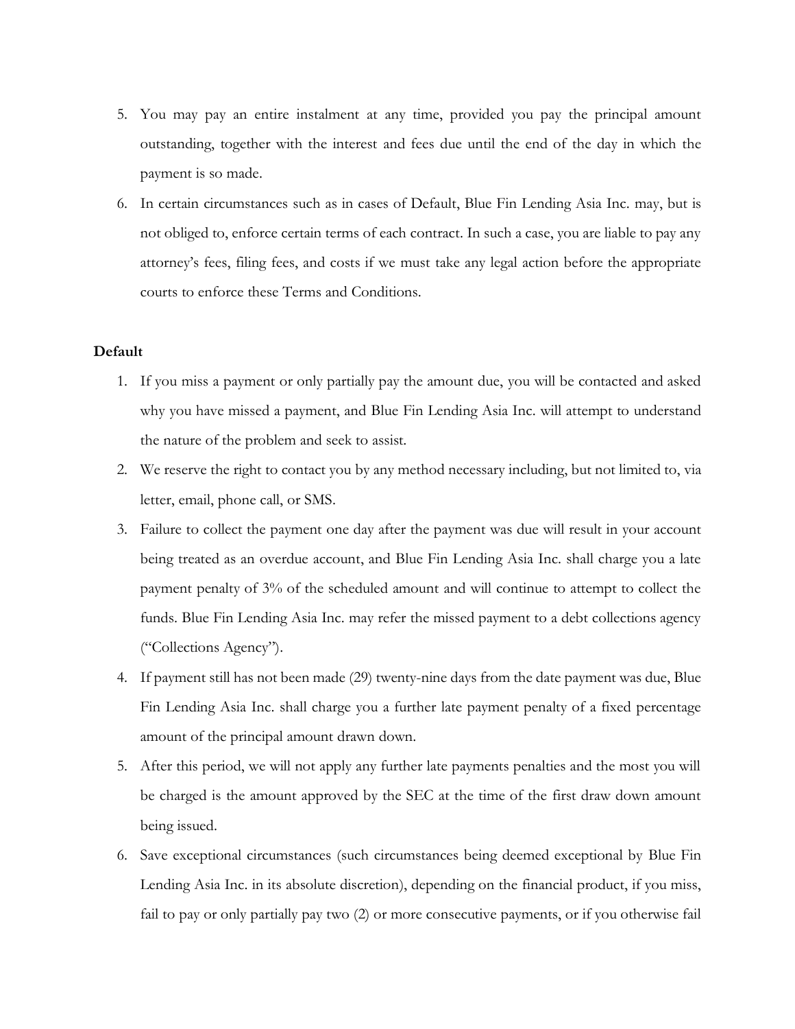5. You may pay an entire instalment at any time, provided you pay the principal amount outstanding, together with the interest and fees due until the end of the day in which the payment is so made.
6. In certain circumstances such as in cases of Default, Blue Fin Lending Asia Inc. may, but is not obliged to, enforce certain terms of each contract. In such a case, you are liable to pay any attorney's fees, filing fees, and costs if we must take any legal action before the appropriate courts to enforce these Terms and Conditions.

**Default**

1. If you miss a payment or only partially pay the amount due, you will be contacted and asked why you have missed a payment, and Blue Fin Lending Asia Inc. will attempt to understand the nature of the problem and seek to assist.
2. We reserve the right to contact you by any method necessary including, but not limited to, via letter, email, phone call, or SMS.
3. Failure to collect the payment one day after the payment was due will result in your account being treated as an overdue account, and Blue Fin Lending Asia Inc. shall charge you a late payment penalty of 3% of the scheduled amount and will continue to attempt to collect the funds. Blue Fin Lending Asia Inc. may refer the missed payment to a debt collections agency ("Collections Agency").
4. If payment still has not been made (29) twenty-nine days from the date payment was due, Blue Fin Lending Asia Inc. shall charge you a further late payment penalty of a fixed percentage amount of the principal amount drawn down.
5. After this period, we will not apply any further late payments penalties and the most you will be charged is the amount approved by the SEC at the time of the first draw down amount being issued.
6. Save exceptional circumstances (such circumstances being deemed exceptional by Blue Fin Lending Asia Inc. in its absolute discretion), depending on the financial product, if you miss, fail to pay or only partially pay two (2) or more consecutive payments, or if you otherwise fail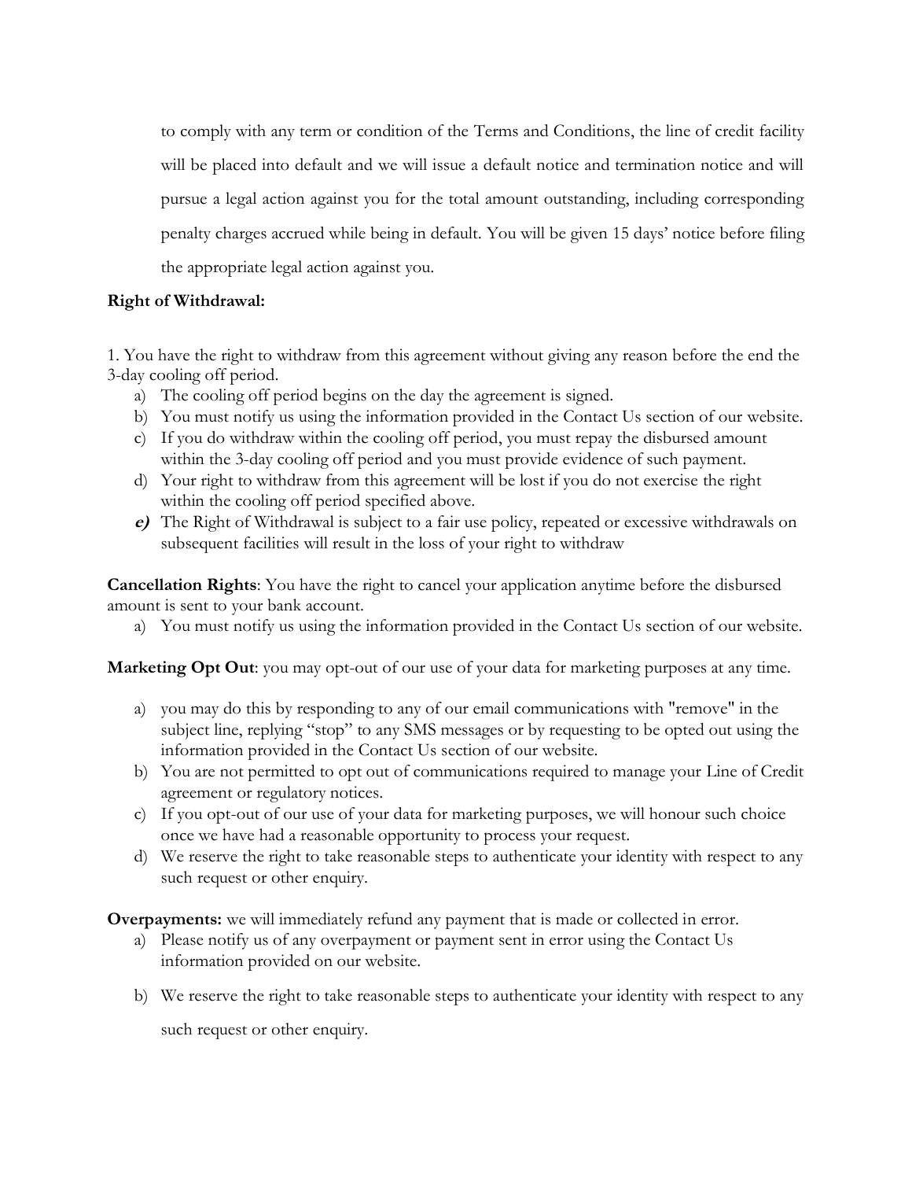to comply with any term or condition of the Terms and Conditions, the line of credit facility will be placed into default and we will issue a default notice and termination notice and will pursue a legal action against you for the total amount outstanding, including corresponding penalty charges accrued while being in default. You will be given 15 days' notice before filing the appropriate legal action against you.

**Right of Withdrawal:**

1. You have the right to withdraw from this agreement without giving any reason before the end the 3-day cooling off period.
   a) The cooling off period begins on the day the agreement is signed.
   b) You must notify us using the information provided in the Contact Us section of our website.
   c) If you do withdraw within the cooling off period, you must repay the disbursed amount within the 3-day cooling off period and you must provide evidence of such payment.
   d) Your right to withdraw from this agreement will be lost if you do not exercise the right within the cooling off period specified above.
   ***e)*** The Right of Withdrawal is subject to a fair use policy, repeated or excessive withdrawals on subsequent facilities will result in the loss of your right to withdraw

**Cancellation Rights**: You have the right to cancel your application anytime before the disbursed amount is sent to your bank account.

a) You must notify us using the information provided in the Contact Us section of our website.

**Marketing Opt Out**: you may opt-out of our use of your data for marketing purposes at any time.

a) you may do this by responding to any of our email communications with "remove" in the subject line, replying "stop" to any SMS messages or by requesting to be opted out using the information provided in the Contact Us section of our website.
b) You are not permitted to opt out of communications required to manage your Line of Credit agreement or regulatory notices.
c) If you opt-out of our use of your data for marketing purposes, we will honour such choice once we have had a reasonable opportunity to process your request.
d) We reserve the right to take reasonable steps to authenticate your identity with respect to any such request or other enquiry.

**Overpayments:** we will immediately refund any payment that is made or collected in error.

a) Please notify us of any overpayment or payment sent in error using the Contact Us information provided on our website.
b) We reserve the right to take reasonable steps to authenticate your identity with respect to any such request or other enquiry.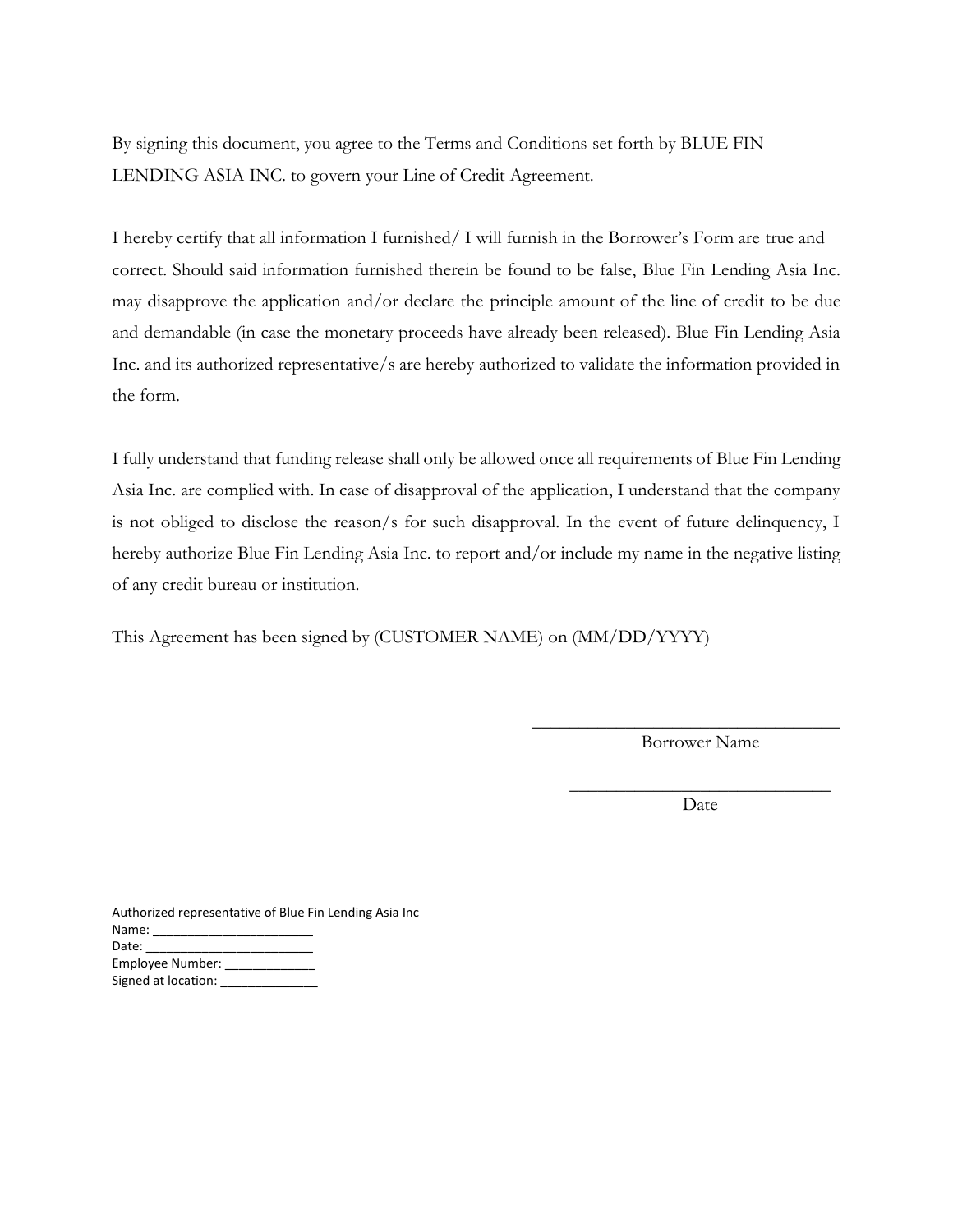By signing this document, you agree to the Terms and Conditions set forth by BLUE FIN LENDING ASIA INC. to govern your Line of Credit Agreement.

I hereby certify that all information I furnished/ I will furnish in the Borrower's Form are true and correct. Should said information furnished therein be found to be false, Blue Fin Lending Asia Inc. may disapprove the application and/or declare the principle amount of the line of credit to be due and demandable (in case the monetary proceeds have already been released). Blue Fin Lending Asia Inc. and its authorized representative/s are hereby authorized to validate the information provided in the form.

I fully understand that funding release shall only be allowed once all requirements of Blue Fin Lending Asia Inc. are complied with. In case of disapproval of the application, I understand that the company is not obliged to disclose the reason/s for such disapproval. In the event of future delinquency, I hereby authorize Blue Fin Lending Asia Inc. to report and/or include my name in the negative listing of any credit bureau or institution.

This Agreement has been signed by (CUSTOMER NAME) on (MM/DD/YYYY)

___________________________________

Borrower Name

_____________________________

Date

Authorized representative of Blue Fin Lending Asia Inc

Name: ______________________

Date: _______________________

Employee Number: ____________

Signed at location: _____________